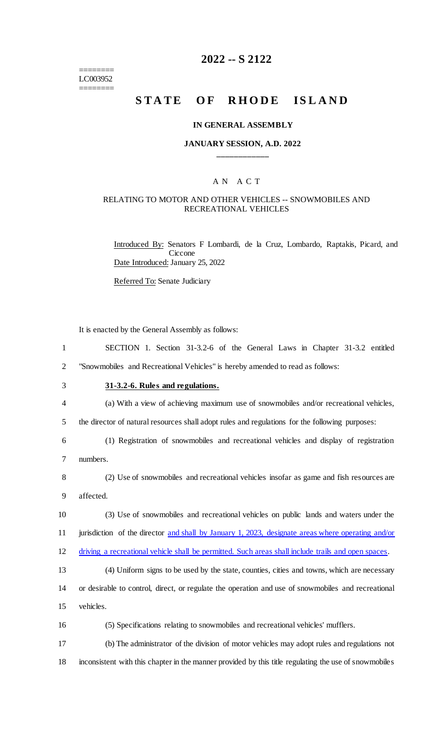========
LC003952
========

# 2022 -- S 2122

# STATE OF RHODE ISLAND

### IN GENERAL ASSEMBLY

### JANUARY SESSION, A.D. 2022

## AN ACT

RELATING TO MOTOR AND OTHER VEHICLES -- SNOWMOBILES AND RECREATIONAL VEHICLES

Introduced By: Senators F Lombardi, de la Cruz, Lombardo, Raptakis, Picard, and Ciccone

Date Introduced: January 25, 2022

Referred To: Senate Judiciary

It is enacted by the General Assembly as follows:

1 SECTION 1. Section 31-3.2-6 of the General Laws in Chapter 31-3.2 entitled
2 "Snowmobiles and Recreational Vehicles" is hereby amended to read as follows:

3 **31-3.2-6. Rules and regulations.**

4 (a) With a view of achieving maximum use of snowmobiles and/or recreational vehicles,
5 the director of natural resources shall adopt rules and regulations for the following purposes:

6 (1) Registration of snowmobiles and recreational vehicles and display of registration
7 numbers.

8 (2) Use of snowmobiles and recreational vehicles insofar as game and fish resources are
9 affected.

10 (3) Use of snowmobiles and recreational vehicles on public lands and waters under the
11 jurisdiction of the director and shall by January 1, 2023, designate areas where operating and/or
12 driving a recreational vehicle shall be permitted. Such areas shall include trails and open spaces.

13 (4) Uniform signs to be used by the state, counties, cities and towns, which are necessary
14 or desirable to control, direct, or regulate the operation and use of snowmobiles and recreational
15 vehicles.

16 (5) Specifications relating to snowmobiles and recreational vehicles' mufflers.

17 (b) The administrator of the division of motor vehicles may adopt rules and regulations not
18 inconsistent with this chapter in the manner provided by this title regulating the use of snowmobiles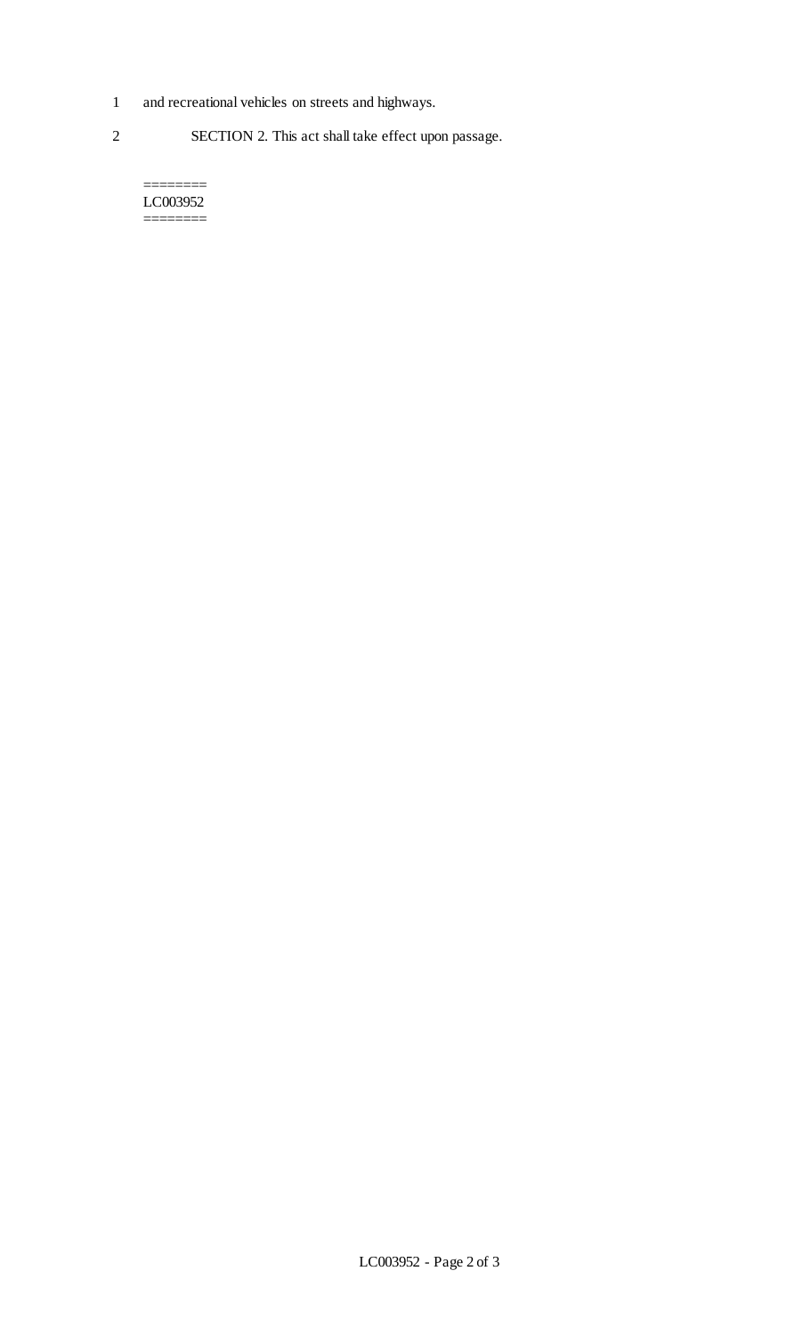1 and recreational vehicles on streets and highways.

2 SECTION 2. This act shall take effect upon passage.

========
LC003952
========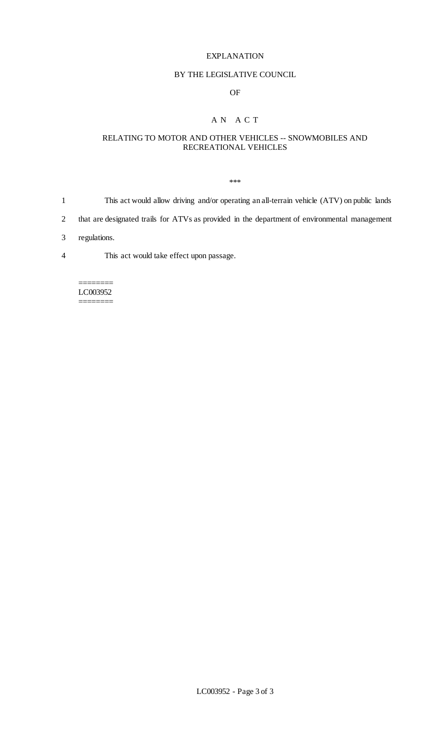EXPLANATION

BY THE LEGISLATIVE COUNCIL

OF

A N A C T

RELATING TO MOTOR AND OTHER VEHICLES -- SNOWMOBILES AND RECREATIONAL VEHICLES

\*\*\*

1 This act would allow driving and/or operating an all-terrain vehicle (ATV) on public lands
2 that are designated trails for ATVs as provided in the department of environmental management
3 regulations.

4 This act would take effect upon passage.

========
LC003952
========